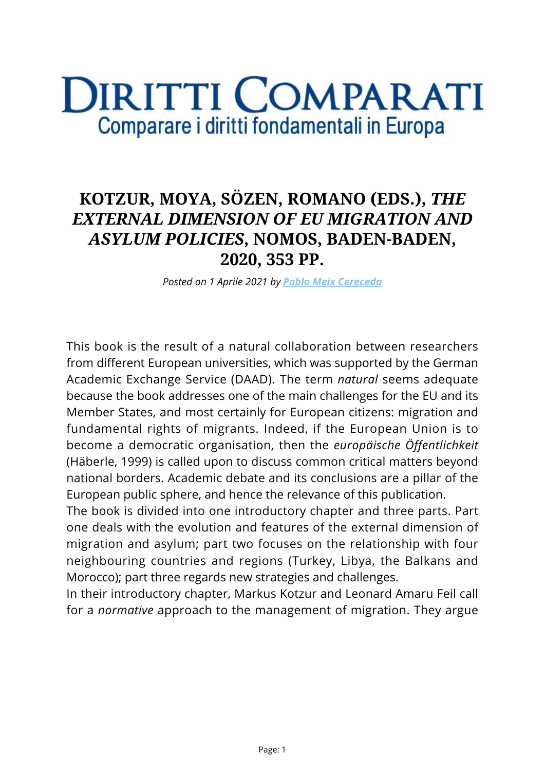# DIRITTI COMPARATI

Comparare i diritti fondamentali in Europa

## KOTZUR, MOYA, SÖZEN, ROMANO (EDS.), *THE EXTERNAL DIMENSION OF EU MIGRATION AND ASYLUM POLICIES*, NOMOS, BADEN-BADEN, 2020, 353 PP.

*Posted on 1 Aprile 2021 by [Pablo Meix Cereceda]*

This book is the result of a natural collaboration between researchers from different European universities, which was supported by the German Academic Exchange Service (DAAD). The term *natural* seems adequate because the book addresses one of the main challenges for the EU and its Member States, and most certainly for European citizens: migration and fundamental rights of migrants. Indeed, if the European Union is to become a democratic organisation, then the *europäische Öffentlichkeit* (Häberle, 1999) is called upon to discuss common critical matters beyond national borders. Academic debate and its conclusions are a pillar of the European public sphere, and hence the relevance of this publication.

The book is divided into one introductory chapter and three parts. Part one deals with the evolution and features of the external dimension of migration and asylum; part two focuses on the relationship with four neighbouring countries and regions (Turkey, Libya, the Balkans and Morocco); part three regards new strategies and challenges.

In their introductory chapter, Markus Kotzur and Leonard Amaru Feil call for a *normative* approach to the management of migration. They argue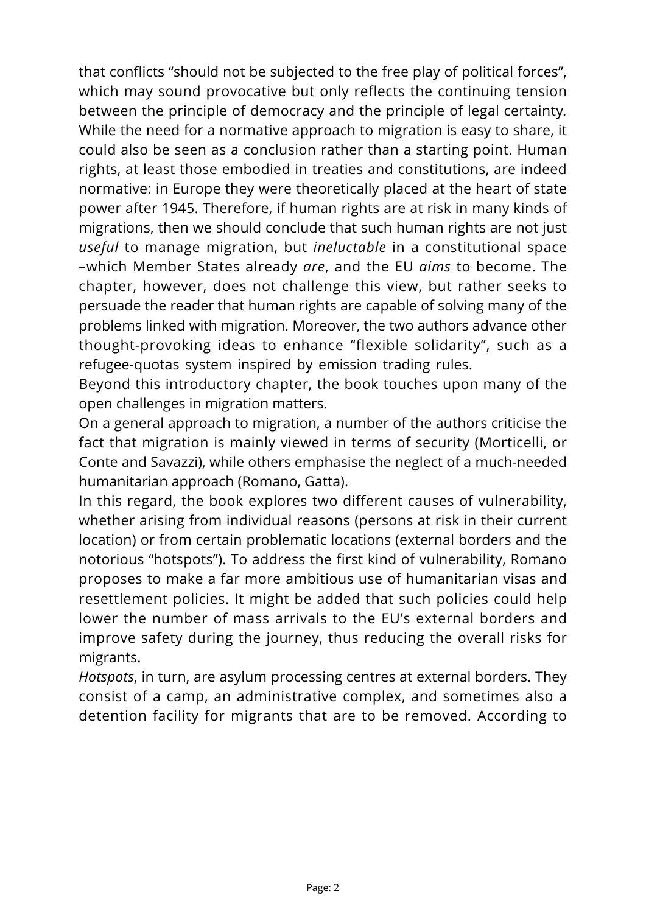that conflicts “should not be subjected to the free play of political forces”, which may sound provocative but only reflects the continuing tension between the principle of democracy and the principle of legal certainty. While the need for a normative approach to migration is easy to share, it could also be seen as a conclusion rather than a starting point. Human rights, at least those embodied in treaties and constitutions, are indeed normative: in Europe they were theoretically placed at the heart of state power after 1945. Therefore, if human rights are at risk in many kinds of migrations, then we should conclude that such human rights are not just *useful* to manage migration, but *ineluctable* in a constitutional space –which Member States already *are*, and the EU *aims* to become. The chapter, however, does not challenge this view, but rather seeks to persuade the reader that human rights are capable of solving many of the problems linked with migration. Moreover, the two authors advance other thought-provoking ideas to enhance “flexible solidarity”, such as a refugee-quotas system inspired by emission trading rules.

Beyond this introductory chapter, the book touches upon many of the open challenges in migration matters.

On a general approach to migration, a number of the authors criticise the fact that migration is mainly viewed in terms of security (Morticelli, or Conte and Savazzi), while others emphasise the neglect of a much-needed humanitarian approach (Romano, Gatta).

In this regard, the book explores two different causes of vulnerability, whether arising from individual reasons (persons at risk in their current location) or from certain problematic locations (external borders and the notorious “hotspots”). To address the first kind of vulnerability, Romano proposes to make a far more ambitious use of humanitarian visas and resettlement policies. It might be added that such policies could help lower the number of mass arrivals to the EU’s external borders and improve safety during the journey, thus reducing the overall risks for migrants.

*Hotspots*, in turn, are asylum processing centres at external borders. They consist of a camp, an administrative complex, and sometimes also a detention facility for migrants that are to be removed. According to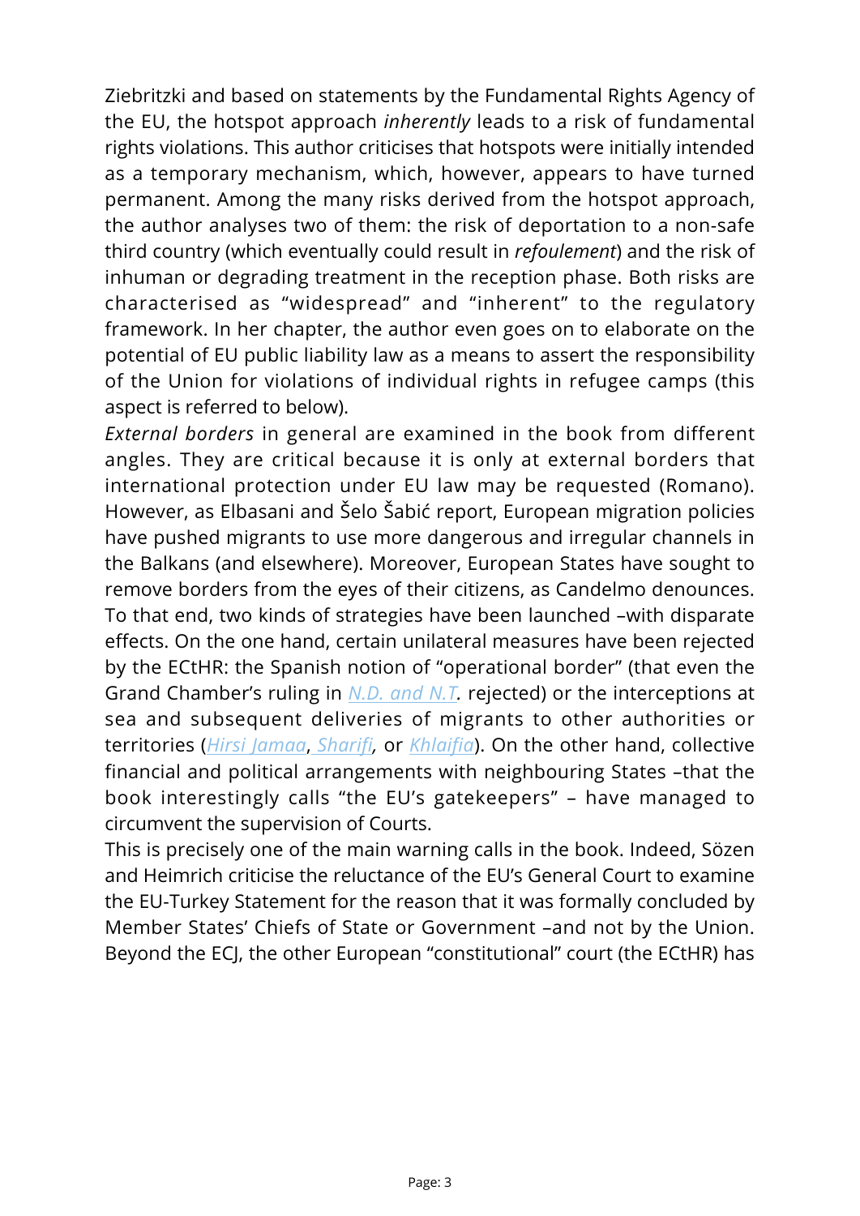Ziebritzki and based on statements by the Fundamental Rights Agency of the EU, the hotspot approach *inherently* leads to a risk of fundamental rights violations. This author criticises that hotspots were initially intended as a temporary mechanism, which, however, appears to have turned permanent. Among the many risks derived from the hotspot approach, the author analyses two of them: the risk of deportation to a non-safe third country (which eventually could result in *refoulement*) and the risk of inhuman or degrading treatment in the reception phase. Both risks are characterised as "widespread" and "inherent" to the regulatory framework. In her chapter, the author even goes on to elaborate on the potential of EU public liability law as a means to assert the responsibility of the Union for violations of individual rights in refugee camps (this aspect is referred to below).

*External borders* in general are examined in the book from different angles. They are critical because it is only at external borders that international protection under EU law may be requested (Romano). However, as Elbasani and Šelo Šabić report, European migration policies have pushed migrants to use more dangerous and irregular channels in the Balkans (and elsewhere). Moreover, European States have sought to remove borders from the eyes of their citizens, as Candelmo denounces. To that end, two kinds of strategies have been launched –with disparate effects. On the one hand, certain unilateral measures have been rejected by the ECtHR: the Spanish notion of "operational border" (that even the Grand Chamber's ruling in *N.D. and N.T.* rejected) or the interceptions at sea and subsequent deliveries of migrants to other authorities or territories (*Hirsi Jamaa*, *Sharifi*, or *Khlaifia*). On the other hand, collective financial and political arrangements with neighbouring States –that the book interestingly calls "the EU's gatekeepers" – have managed to circumvent the supervision of Courts.

This is precisely one of the main warning calls in the book. Indeed, Sözen and Heimrich criticise the reluctance of the EU's General Court to examine the EU-Turkey Statement for the reason that it was formally concluded by Member States' Chiefs of State or Government –and not by the Union. Beyond the ECJ, the other European "constitutional" court (the ECtHR) has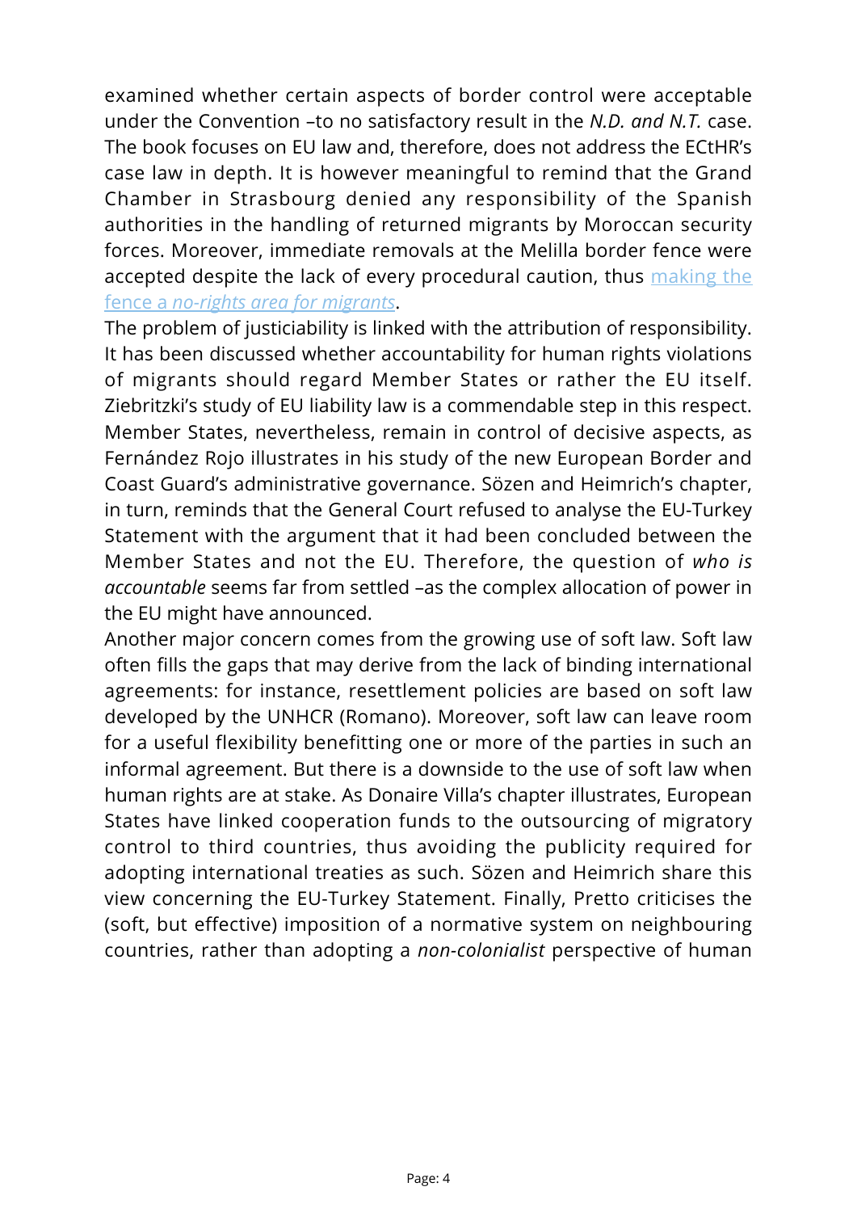examined whether certain aspects of border control were acceptable under the Convention –to no satisfactory result in the *N.D. and N.T.* case. The book focuses on EU law and, therefore, does not address the ECtHR's case law in depth. It is however meaningful to remind that the Grand Chamber in Strasbourg denied any responsibility of the Spanish authorities in the handling of returned migrants by Moroccan security forces. Moreover, immediate removals at the Melilla border fence were accepted despite the lack of every procedural caution, thus making the fence a *no-rights area for migrants*.

The problem of justiciability is linked with the attribution of responsibility. It has been discussed whether accountability for human rights violations of migrants should regard Member States or rather the EU itself. Ziebritzki's study of EU liability law is a commendable step in this respect. Member States, nevertheless, remain in control of decisive aspects, as Fernández Rojo illustrates in his study of the new European Border and Coast Guard's administrative governance. Sözen and Heimrich's chapter, in turn, reminds that the General Court refused to analyse the EU-Turkey Statement with the argument that it had been concluded between the Member States and not the EU. Therefore, the question of *who is accountable* seems far from settled –as the complex allocation of power in the EU might have announced.

Another major concern comes from the growing use of soft law. Soft law often fills the gaps that may derive from the lack of binding international agreements: for instance, resettlement policies are based on soft law developed by the UNHCR (Romano). Moreover, soft law can leave room for a useful flexibility benefitting one or more of the parties in such an informal agreement. But there is a downside to the use of soft law when human rights are at stake. As Donaire Villa's chapter illustrates, European States have linked cooperation funds to the outsourcing of migratory control to third countries, thus avoiding the publicity required for adopting international treaties as such. Sözen and Heimrich share this view concerning the EU-Turkey Statement. Finally, Pretto criticises the (soft, but effective) imposition of a normative system on neighbouring countries, rather than adopting a *non-colonialist* perspective of human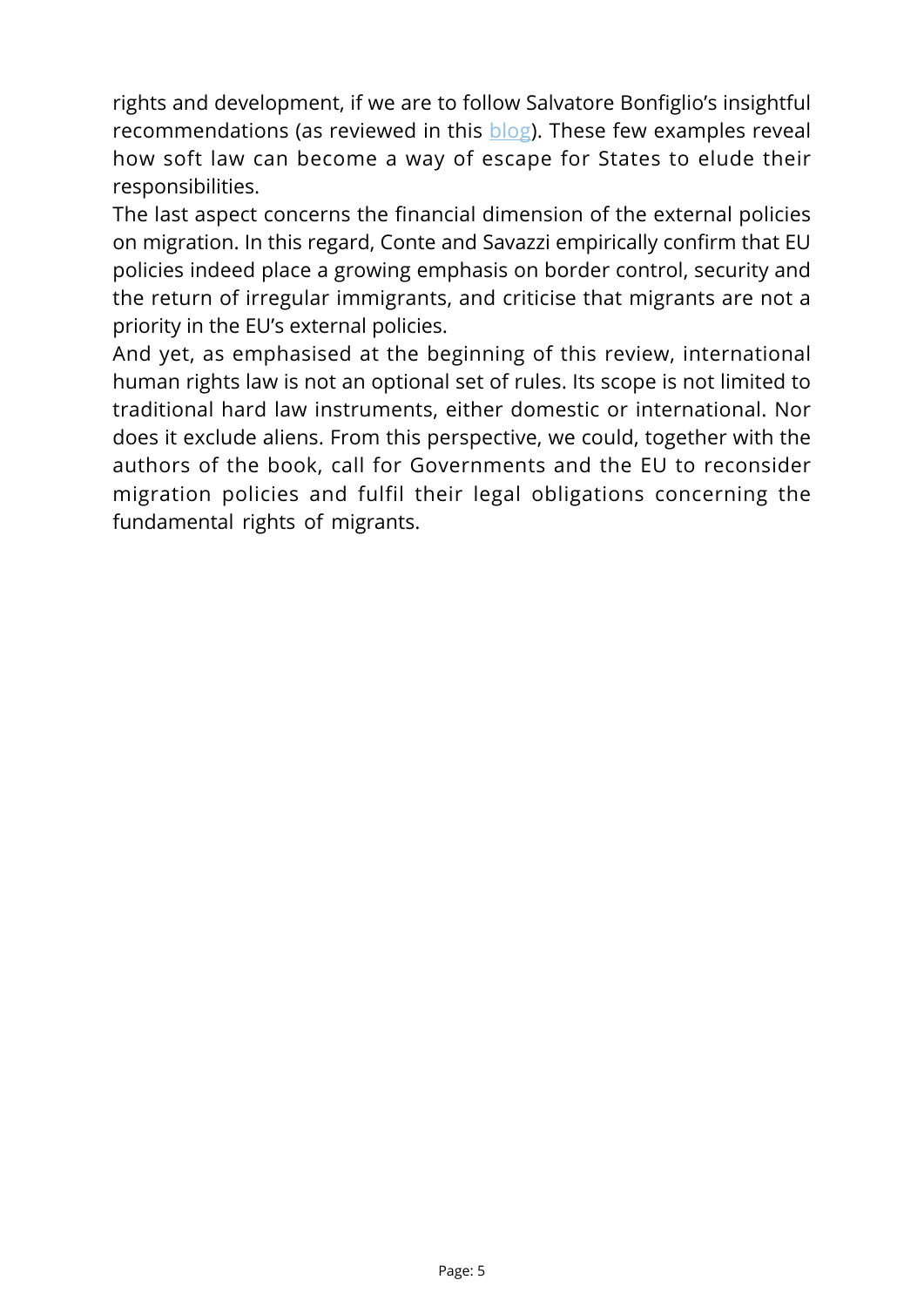rights and development, if we are to follow Salvatore Bonfiglio's insightful recommendations (as reviewed in this [blog](#)). These few examples reveal how soft law can become a way of escape for States to elude their responsibilities.

The last aspect concerns the financial dimension of the external policies on migration. In this regard, Conte and Savazzi empirically confirm that EU policies indeed place a growing emphasis on border control, security and the return of irregular immigrants, and criticise that migrants are not a priority in the EU's external policies.

And yet, as emphasised at the beginning of this review, international human rights law is not an optional set of rules. Its scope is not limited to traditional hard law instruments, either domestic or international. Nor does it exclude aliens. From this perspective, we could, together with the authors of the book, call for Governments and the EU to reconsider migration policies and fulfil their legal obligations concerning the fundamental rights of migrants.